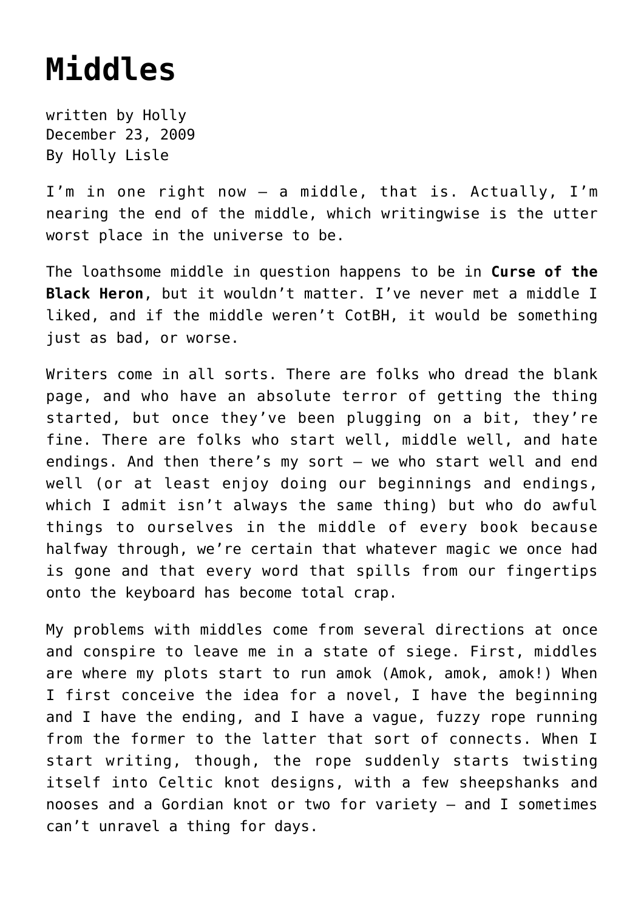# Middles

written by Holly
December 23, 2009
By Holly Lisle

I'm in one right now — a middle, that is. Actually, I'm nearing the end of the middle, which writingwise is the utter worst place in the universe to be.

The loathsome middle in question happens to be in **Curse of the Black Heron**, but it wouldn't matter. I've never met a middle I liked, and if the middle weren't CotBH, it would be something just as bad, or worse.

Writers come in all sorts. There are folks who dread the blank page, and who have an absolute terror of getting the thing started, but once they've been plugging on a bit, they're fine. There are folks who start well, middle well, and hate endings. And then there's my sort — we who start well and end well (or at least enjoy doing our beginnings and endings, which I admit isn't always the same thing) but who do awful things to ourselves in the middle of every book because halfway through, we're certain that whatever magic we once had is gone and that every word that spills from our fingertips onto the keyboard has become total crap.

My problems with middles come from several directions at once and conspire to leave me in a state of siege. First, middles are where my plots start to run amok (Amok, amok, amok!) When I first conceive the idea for a novel, I have the beginning and I have the ending, and I have a vague, fuzzy rope running from the former to the latter that sort of connects. When I start writing, though, the rope suddenly starts twisting itself into Celtic knot designs, with a few sheepshanks and nooses and a Gordian knot or two for variety — and I sometimes can't unravel a thing for days.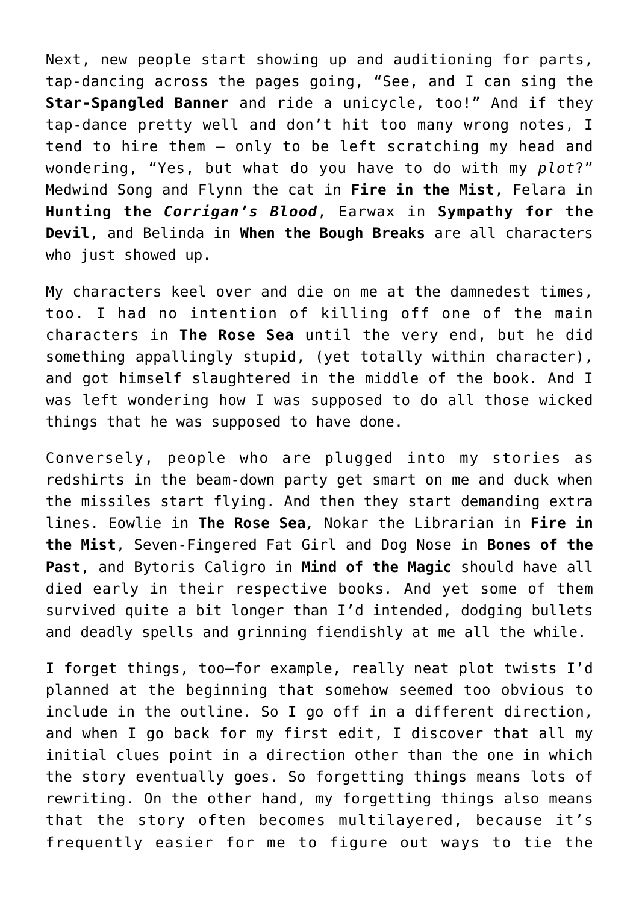Next, new people start showing up and auditioning for parts, tap-dancing across the pages going, “See, and I can sing the **Star-Spangled Banner** and ride a unicycle, too!” And if they tap-dance pretty well and don’t hit too many wrong notes, I tend to hire them – only to be left scratching my head and wondering, “Yes, but what do you have to do with my *plot*?” Medwind Song and Flynn the cat in **Fire in the Mist**, Felara in **Hunting the *Corrigan’s Blood***, Earwax in **Sympathy for the Devil**, and Belinda in **When the Bough Breaks** are all characters who just showed up.

My characters keel over and die on me at the damnedest times, too. I had no intention of killing off one of the main characters in **The Rose Sea** until the very end, but he did something appallingly stupid, (yet totally within character), and got himself slaughtered in the middle of the book. And I was left wondering how I was supposed to do all those wicked things that he was supposed to have done.

Conversely, people who are plugged into my stories as redshirts in the beam-down party get smart on me and duck when the missiles start flying. And then they start demanding extra lines. Eowlie in **The Rose Sea**, Nokar the Librarian in **Fire in the Mist**, Seven-Fingered Fat Girl and Dog Nose in **Bones of the Past**, and Bytoris Caligro in **Mind of the Magic** should have all died early in their respective books. And yet some of them survived quite a bit longer than I’d intended, dodging bullets and deadly spells and grinning fiendishly at me all the while.

I forget things, too—for example, really neat plot twists I’d planned at the beginning that somehow seemed too obvious to include in the outline. So I go off in a different direction, and when I go back for my first edit, I discover that all my initial clues point in a direction other than the one in which the story eventually goes. So forgetting things means lots of rewriting. On the other hand, my forgetting things also means that the story often becomes multilayered, because it’s frequently easier for me to figure out ways to tie the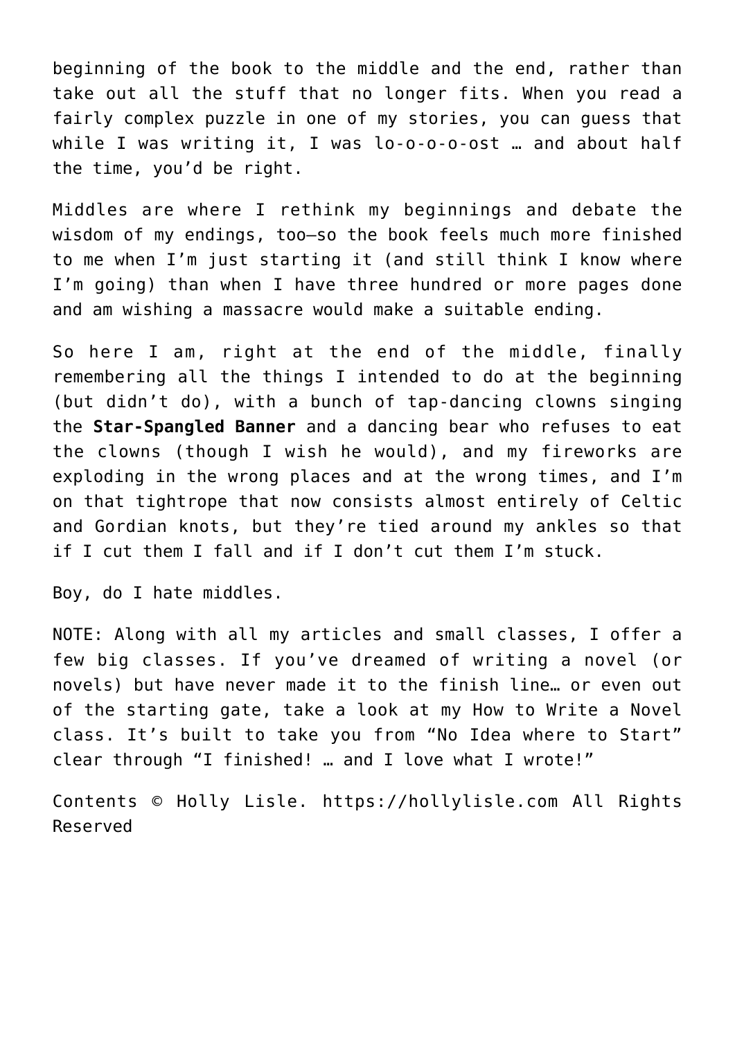beginning of the book to the middle and the end, rather than take out all the stuff that no longer fits. When you read a fairly complex puzzle in one of my stories, you can guess that while I was writing it, I was lo-o-o-o-ost … and about half the time, you'd be right.

Middles are where I rethink my beginnings and debate the wisdom of my endings, too—so the book feels much more finished to me when I'm just starting it (and still think I know where I'm going) than when I have three hundred or more pages done and am wishing a massacre would make a suitable ending.

So here I am, right at the end of the middle, finally remembering all the things I intended to do at the beginning (but didn't do), with a bunch of tap-dancing clowns singing the **Star-Spangled Banner** and a dancing bear who refuses to eat the clowns (though I wish he would), and my fireworks are exploding in the wrong places and at the wrong times, and I'm on that tightrope that now consists almost entirely of Celtic and Gordian knots, but they're tied around my ankles so that if I cut them I fall and if I don't cut them I'm stuck.

Boy, do I hate middles.

NOTE: Along with all my articles and small classes, I offer a few big classes. If you've dreamed of writing a novel (or novels) but have never made it to the finish line… or even out of the starting gate, take a look at my How to Write a Novel class. It's built to take you from "No Idea where to Start" clear through "I finished! … and I love what I wrote!"

Contents © Holly Lisle. https://hollylisle.com All Rights Reserved